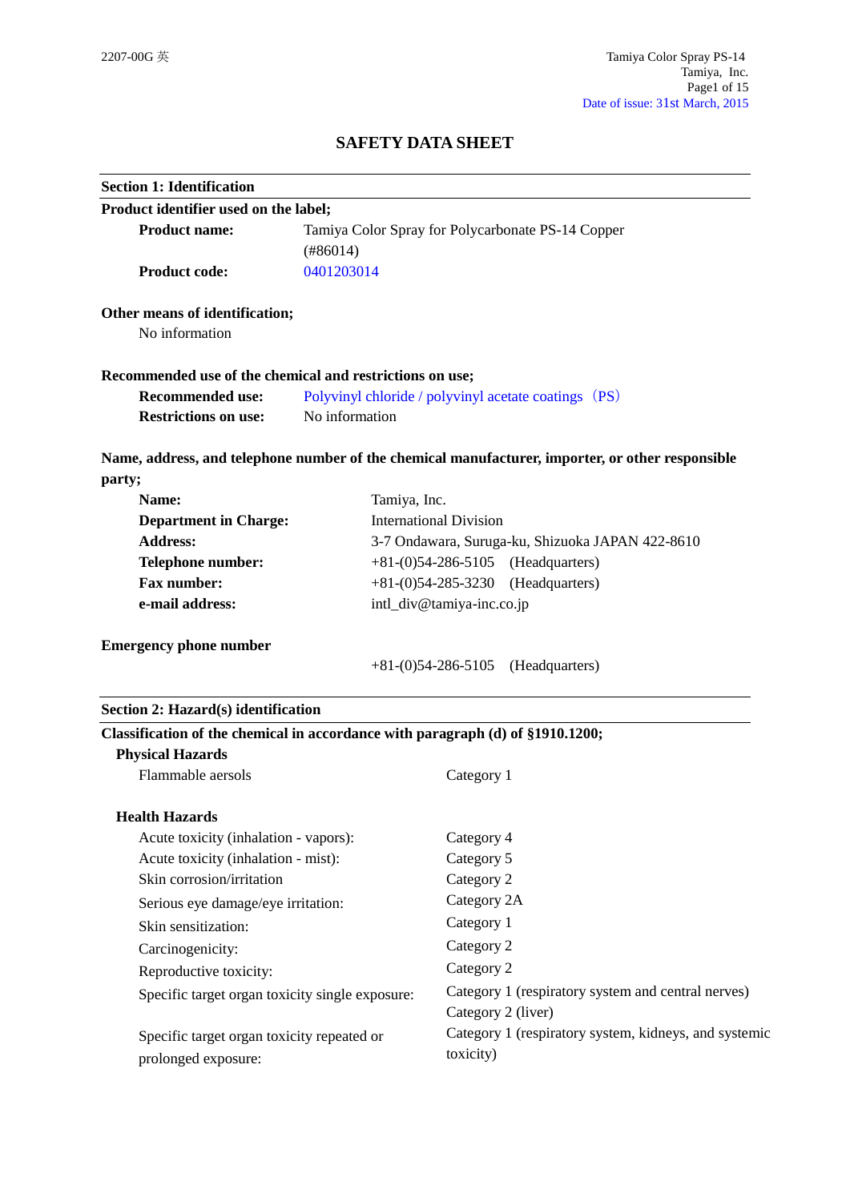# SAFETY DATA SHEET

## Section 1: Identification

**Product identifier used on the label;**

| | |
|---|---|
| **Product name:** | Tamiya Color Spray for Polycarbonate PS-14 Copper (#86014) |
| **Product code:** | 0401203014 |

**Other means of identification;**

No information

**Recommended use of the chemical and restrictions on use;**

| | |
|---|---|
| **Recommended use:** | Polyvinyl chloride / polyvinyl acetate coatings（PS） |
| **Restrictions on use:** | No information |

**Name, address, and telephone number of the chemical manufacturer, importer, or other responsible party;**

| | |
|---|---|
| **Name:** | Tamiya, Inc. |
| **Department in Charge:** | International Division |
| **Address:** | 3-7 Ondawara, Suruga-ku, Shizuoka JAPAN 422-8610 |
| **Telephone number:** | +81-(0)54-286-5105 (Headquarters) |
| **Fax number:** | +81-(0)54-285-3230 (Headquarters) |
| **e-mail address:** | intl_div@tamiya-inc.co.jp |

**Emergency phone number**

+81-(0)54-286-5105 (Headquarters)

## Section 2: Hazard(s) identification

**Classification of the chemical in accordance with paragraph (d) of §1910.1200;**

**Physical Hazards**

| | |
|---|---|
| Flammable aerosols | Category 1 |

**Health Hazards**

| | |
|---|---|
| Acute toxicity (inhalation - vapors): | Category 4 |
| Acute toxicity (inhalation - mist): | Category 5 |
| Skin corrosion/irritation | Category 2 |
| Serious eye damage/eye irritation: | Category 2A |
| Skin sensitization: | Category 1 |
| Carcinogenicity: | Category 2 |
| Reproductive toxicity: | Category 2 |
| Specific target organ toxicity single exposure: | Category 1 (respiratory system and central nerves)<br>Category 2 (liver) |
| Specific target organ toxicity repeated or prolonged exposure: | Category 1 (respiratory system, kidneys, and systemic toxicity) |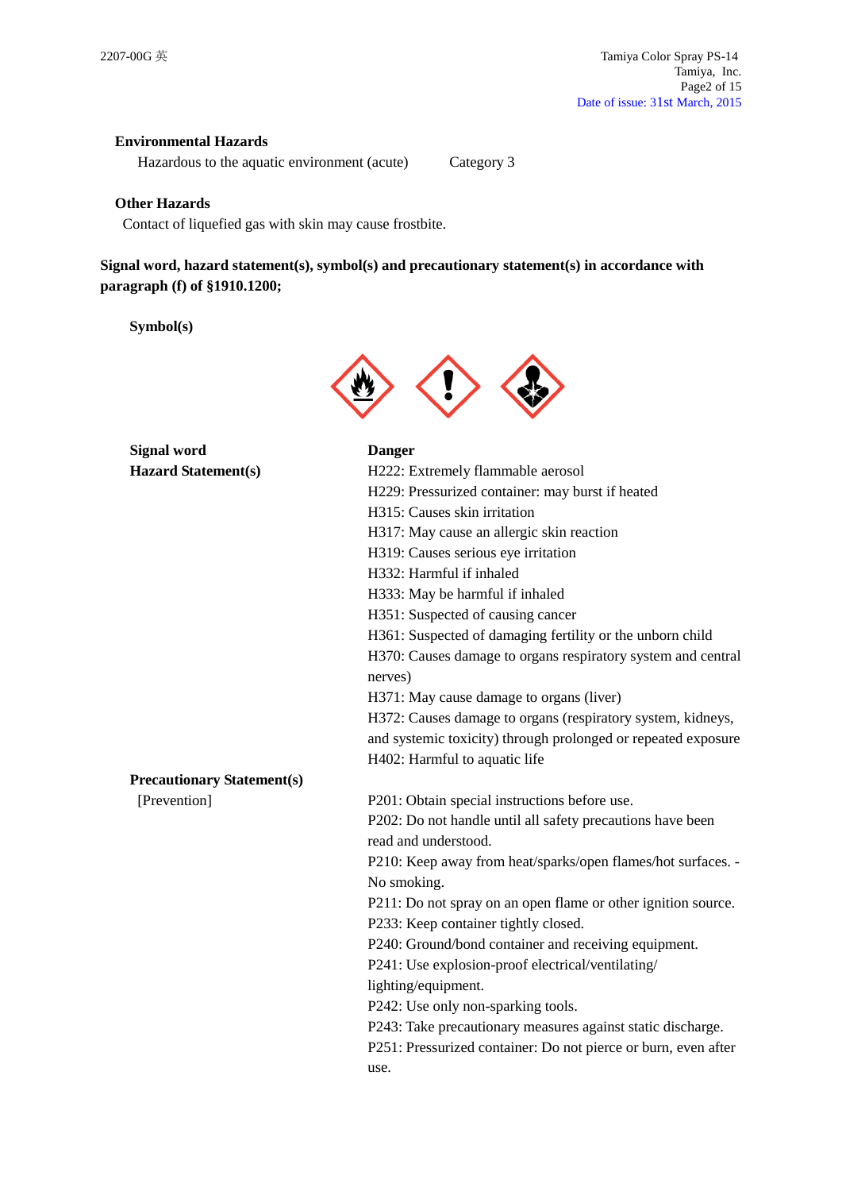### Environmental Hazards

Hazardous to the aquatic environment (acute)  Category 3

### Other Hazards

Contact of liquefied gas with skin may cause frostbite.

**Signal word, hazard statement(s), symbol(s) and precautionary statement(s) in accordance with paragraph (f) of §1910.1200;**

**Symbol(s)**

**Signal word** **Danger**

**Hazard Statement(s)**

H222: Extremely flammable aerosol
H229: Pressurized container: may burst if heated
H315: Causes skin irritation
H317: May cause an allergic skin reaction
H319: Causes serious eye irritation
H332: Harmful if inhaled
H333: May be harmful if inhaled
H351: Suspected of causing cancer
H361: Suspected of damaging fertility or the unborn child
H370: Causes damage to organs respiratory system and central nerves)
H371: May cause damage to organs (liver)
H372: Causes damage to organs (respiratory system, kidneys, and systemic toxicity) through prolonged or repeated exposure
H402: Harmful to aquatic life

**Precautionary Statement(s)**

[Prevention]

P201: Obtain special instructions before use.
P202: Do not handle until all safety precautions have been read and understood.
P210: Keep away from heat/sparks/open flames/hot surfaces. - No smoking.
P211: Do not spray on an open flame or other ignition source.
P233: Keep container tightly closed.
P240: Ground/bond container and receiving equipment.
P241: Use explosion-proof electrical/ventilating/ lighting/equipment.
P242: Use only non-sparking tools.
P243: Take precautionary measures against static discharge.
P251: Pressurized container: Do not pierce or burn, even after use.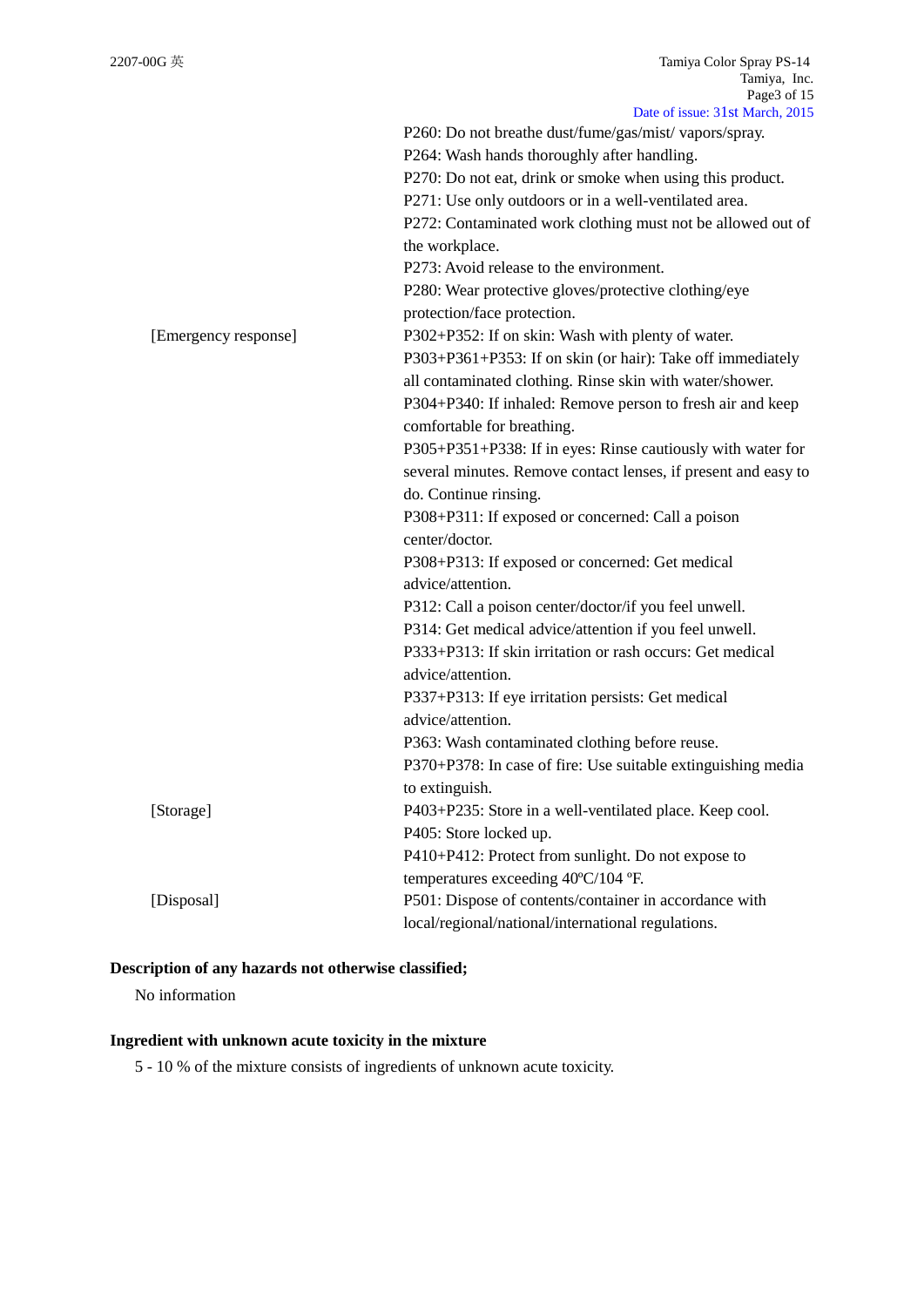P260: Do not breathe dust/fume/gas/mist/ vapors/spray.
P264: Wash hands thoroughly after handling.
P270: Do not eat, drink or smoke when using this product.
P271: Use only outdoors or in a well-ventilated area.
P272: Contaminated work clothing must not be allowed out of the workplace.
P273: Avoid release to the environment.
P280: Wear protective gloves/protective clothing/eye protection/face protection.

[Emergency response]
P302+P352: If on skin: Wash with plenty of water.
P303+P361+P353: If on skin (or hair): Take off immediately all contaminated clothing. Rinse skin with water/shower.
P304+P340: If inhaled: Remove person to fresh air and keep comfortable for breathing.
P305+P351+P338: If in eyes: Rinse cautiously with water for several minutes. Remove contact lenses, if present and easy to do. Continue rinsing.
P308+P311: If exposed or concerned: Call a poison center/doctor.
P308+P313: If exposed or concerned: Get medical advice/attention.
P312: Call a poison center/doctor/if you feel unwell.
P314: Get medical advice/attention if you feel unwell.
P333+P313: If skin irritation or rash occurs: Get medical advice/attention.
P337+P313: If eye irritation persists: Get medical advice/attention.
P363: Wash contaminated clothing before reuse.
P370+P378: In case of fire: Use suitable extinguishing media to extinguish.

[Storage]
P403+P235: Store in a well-ventilated place. Keep cool.
P405: Store locked up.
P410+P412: Protect from sunlight. Do not expose to temperatures exceeding 40ºC/104 ºF.

[Disposal]
P501: Dispose of contents/container in accordance with local/regional/national/international regulations.

**Description of any hazards not otherwise classified;**

No information

**Ingredient with unknown acute toxicity in the mixture**

5 - 10 % of the mixture consists of ingredients of unknown acute toxicity.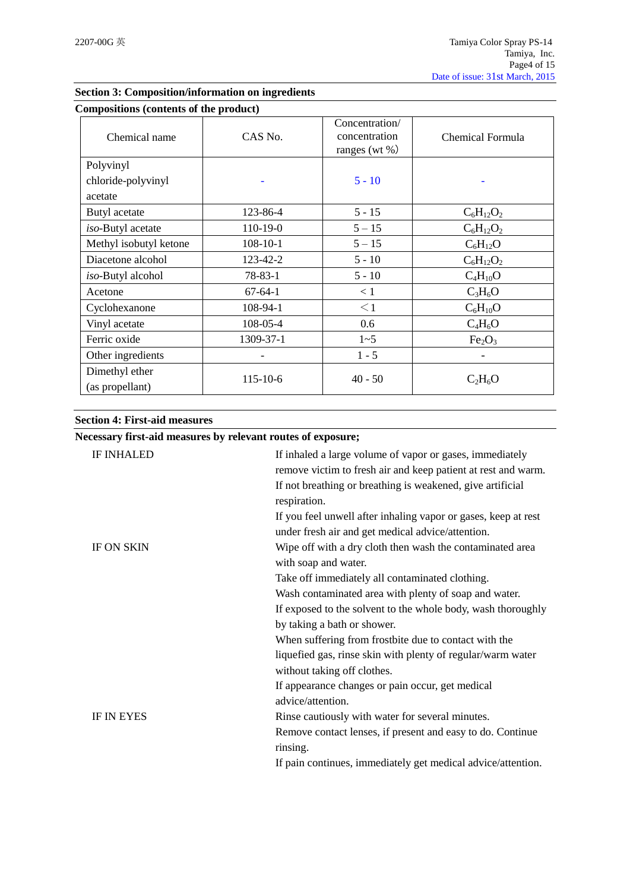## Section 3: Composition/information on ingredients

**Compositions (contents of the product)**

| Chemical name | CAS No. | Concentration/ concentration ranges (wt %) | Chemical Formula |
|---|---|---|---|
| Polyvinyl chloride-polyvinyl acetate | - | 5 - 10 | - |
| Butyl acetate | 123-86-4 | 5 - 15 | $C_6H_{12}O_2$ |
| *iso*-Butyl acetate | 110-19-0 | 5 – 15 | $C_6H_{12}O_2$ |
| Methyl isobutyl ketone | 108-10-1 | 5 – 15 | $C_6H_{12}O$ |
| Diacetone alcohol | 123-42-2 | 5 - 10 | $C_6H_{12}O_2$ |
| *iso*-Butyl alcohol | 78-83-1 | 5 - 10 | $C_4H_{10}O$ |
| Acetone | 67-64-1 | < 1 | $C_3H_6O$ |
| Cyclohexanone | 108-94-1 | ＜1 | $C_6H_{10}O$ |
| Vinyl acetate | 108-05-4 | 0.6 | $C_4H_6O$ |
| Ferric oxide | 1309-37-1 | 1~5 | $Fe_2O_3$ |
| Other ingredients | - | 1 - 5 | - |
| Dimethyl ether (as propellant) | 115-10-6 | 40 - 50 | $C_2H_6O$ |

## Section 4: First-aid measures

**Necessary first-aid measures by relevant routes of exposure;**

IF INHALED
: If inhaled a large volume of vapor or gases, immediately remove victim to fresh air and keep patient at rest and warm.
If not breathing or breathing is weakened, give artificial respiration.
If you feel unwell after inhaling vapor or gases, keep at rest under fresh air and get medical advice/attention.

IF ON SKIN
: Wipe off with a dry cloth then wash the contaminated area with soap and water.
Take off immediately all contaminated clothing.
Wash contaminated area with plenty of soap and water.
If exposed to the solvent to the whole body, wash thoroughly by taking a bath or shower.
When suffering from frostbite due to contact with the liquefied gas, rinse skin with plenty of regular/warm water without taking off clothes.
If appearance changes or pain occur, get medical advice/attention.

IF IN EYES
: Rinse cautiously with water for several minutes.
Remove contact lenses, if present and easy to do. Continue rinsing.
If pain continues, immediately get medical advice/attention.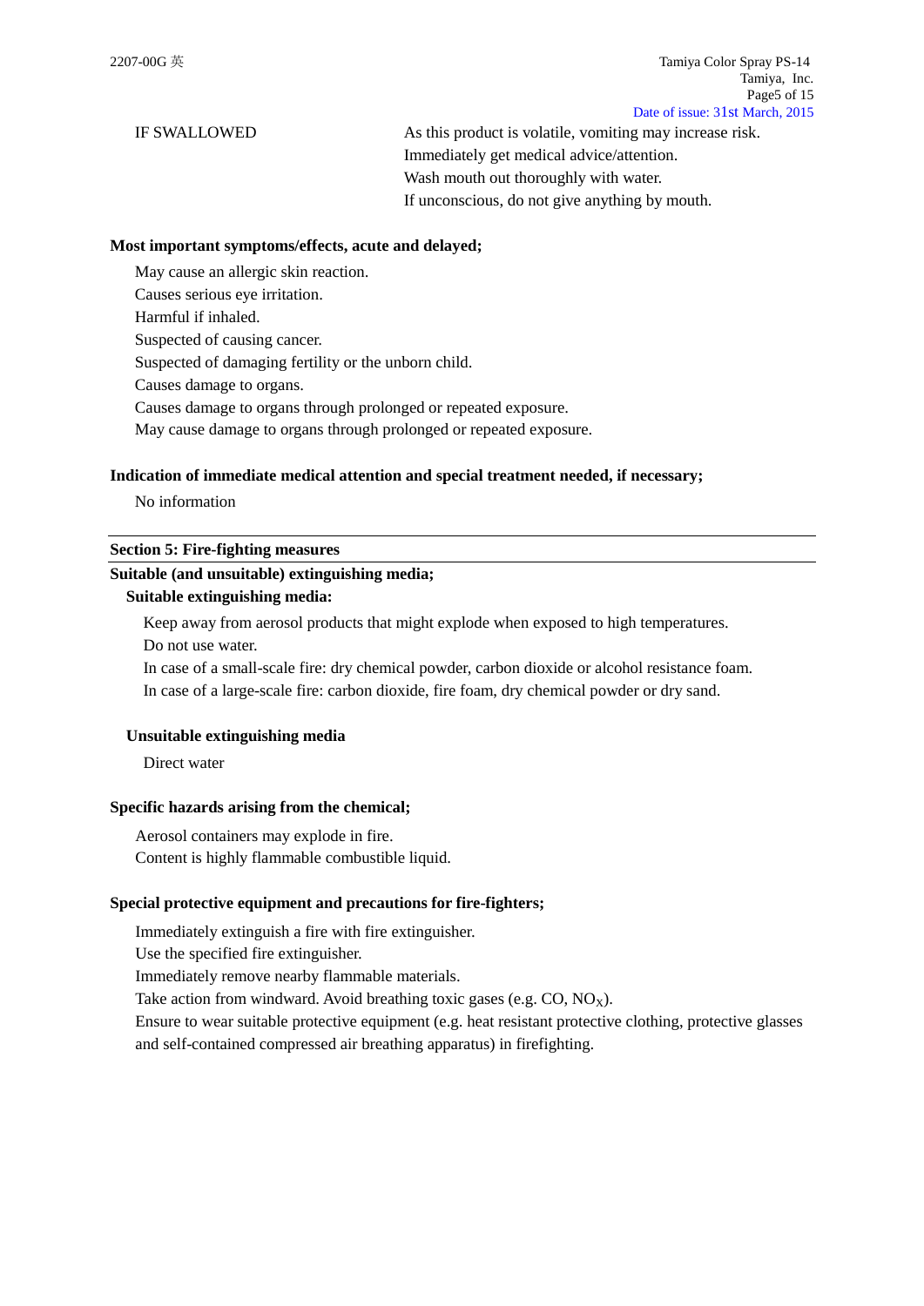| IF SWALLOWED | As this product is volatile, vomiting may increase risk. Immediately get medical advice/attention. Wash mouth out thoroughly with water. If unconscious, do not give anything by mouth. |
|---|---|

**Most important symptoms/effects, acute and delayed;**

May cause an allergic skin reaction.
Causes serious eye irritation.
Harmful if inhaled.
Suspected of causing cancer.
Suspected of damaging fertility or the unborn child.
Causes damage to organs.
Causes damage to organs through prolonged or repeated exposure.
May cause damage to organs through prolonged or repeated exposure.

**Indication of immediate medical attention and special treatment needed, if necessary;**

No information

## Section 5: Fire-fighting measures

**Suitable (and unsuitable) extinguishing media;**

**Suitable extinguishing media:**

Keep away from aerosol products that might explode when exposed to high temperatures.
Do not use water.
In case of a small-scale fire: dry chemical powder, carbon dioxide or alcohol resistance foam.
In case of a large-scale fire: carbon dioxide, fire foam, dry chemical powder or dry sand.

**Unsuitable extinguishing media**

Direct water

**Specific hazards arising from the chemical;**

Aerosol containers may explode in fire.
Content is highly flammable combustible liquid.

**Special protective equipment and precautions for fire-fighters;**

Immediately extinguish a fire with fire extinguisher.
Use the specified fire extinguisher.
Immediately remove nearby flammable materials.
Take action from windward. Avoid breathing toxic gases (e.g. CO, $NO_X$).
Ensure to wear suitable protective equipment (e.g. heat resistant protective clothing, protective glasses and self-contained compressed air breathing apparatus) in firefighting.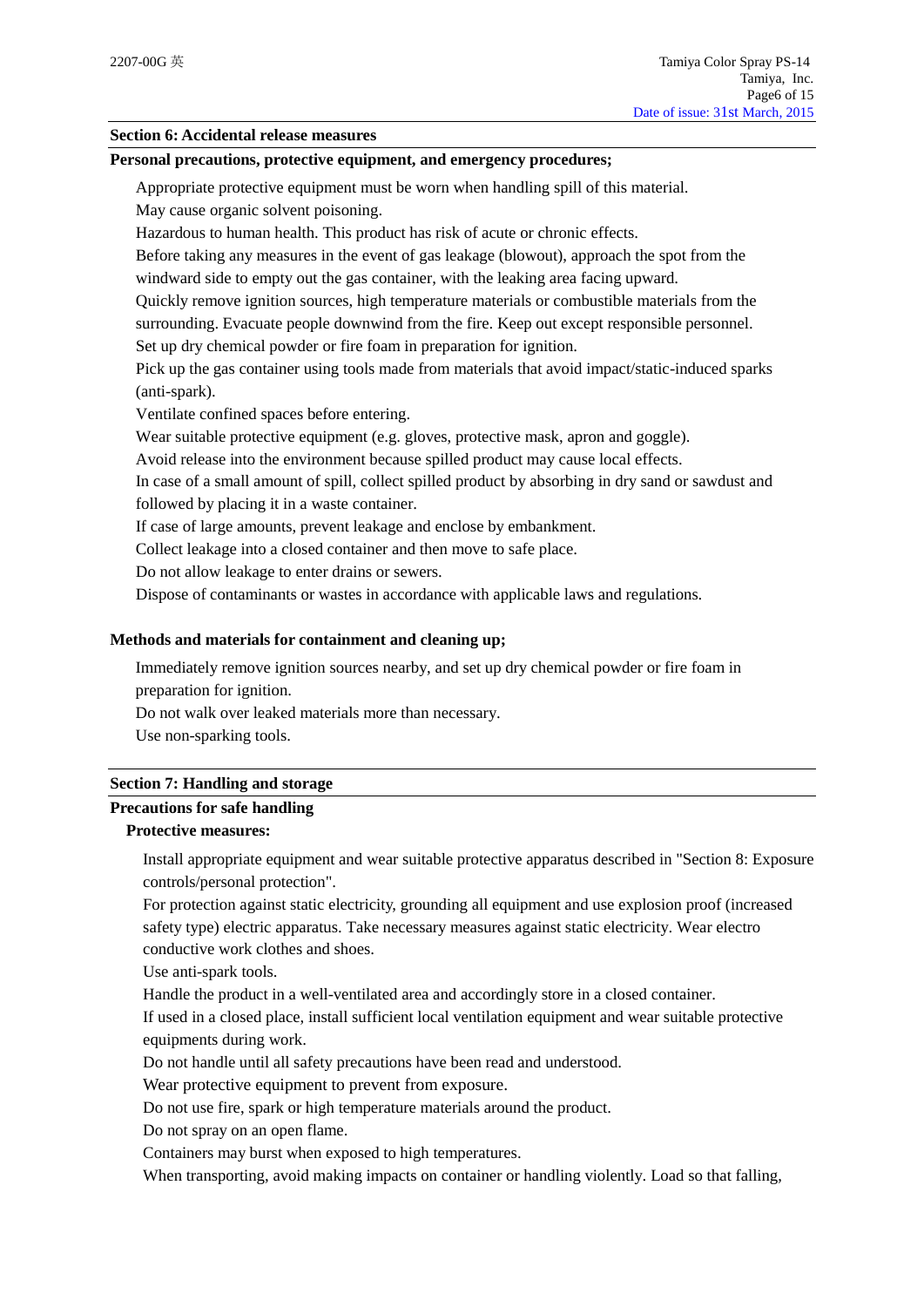## Section 6: Accidental release measures

### Personal precautions, protective equipment, and emergency procedures;

Appropriate protective equipment must be worn when handling spill of this material.
May cause organic solvent poisoning.
Hazardous to human health. This product has risk of acute or chronic effects.
Before taking any measures in the event of gas leakage (blowout), approach the spot from the windward side to empty out the gas container, with the leaking area facing upward.
Quickly remove ignition sources, high temperature materials or combustible materials from the surrounding. Evacuate people downwind from the fire. Keep out except responsible personnel.
Set up dry chemical powder or fire foam in preparation for ignition.
Pick up the gas container using tools made from materials that avoid impact/static-induced sparks (anti-spark).
Ventilate confined spaces before entering.
Wear suitable protective equipment (e.g. gloves, protective mask, apron and goggle).
Avoid release into the environment because spilled product may cause local effects.
In case of a small amount of spill, collect spilled product by absorbing in dry sand or sawdust and followed by placing it in a waste container.
If case of large amounts, prevent leakage and enclose by embankment.
Collect leakage into a closed container and then move to safe place.
Do not allow leakage to enter drains or sewers.
Dispose of contaminants or wastes in accordance with applicable laws and regulations.

### Methods and materials for containment and cleaning up;

Immediately remove ignition sources nearby, and set up dry chemical powder or fire foam in preparation for ignition.
Do not walk over leaked materials more than necessary.
Use non-sparking tools.

## Section 7: Handling and storage

### Precautions for safe handling

#### Protective measures:

Install appropriate equipment and wear suitable protective apparatus described in "Section 8: Exposure controls/personal protection".
For protection against static electricity, grounding all equipment and use explosion proof (increased safety type) electric apparatus. Take necessary measures against static electricity. Wear electro conductive work clothes and shoes.
Use anti-spark tools.
Handle the product in a well-ventilated area and accordingly store in a closed container.
If used in a closed place, install sufficient local ventilation equipment and wear suitable protective equipments during work.
Do not handle until all safety precautions have been read and understood.
Wear protective equipment to prevent from exposure.
Do not use fire, spark or high temperature materials around the product.
Do not spray on an open flame.
Containers may burst when exposed to high temperatures.
When transporting, avoid making impacts on container or handling violently. Load so that falling,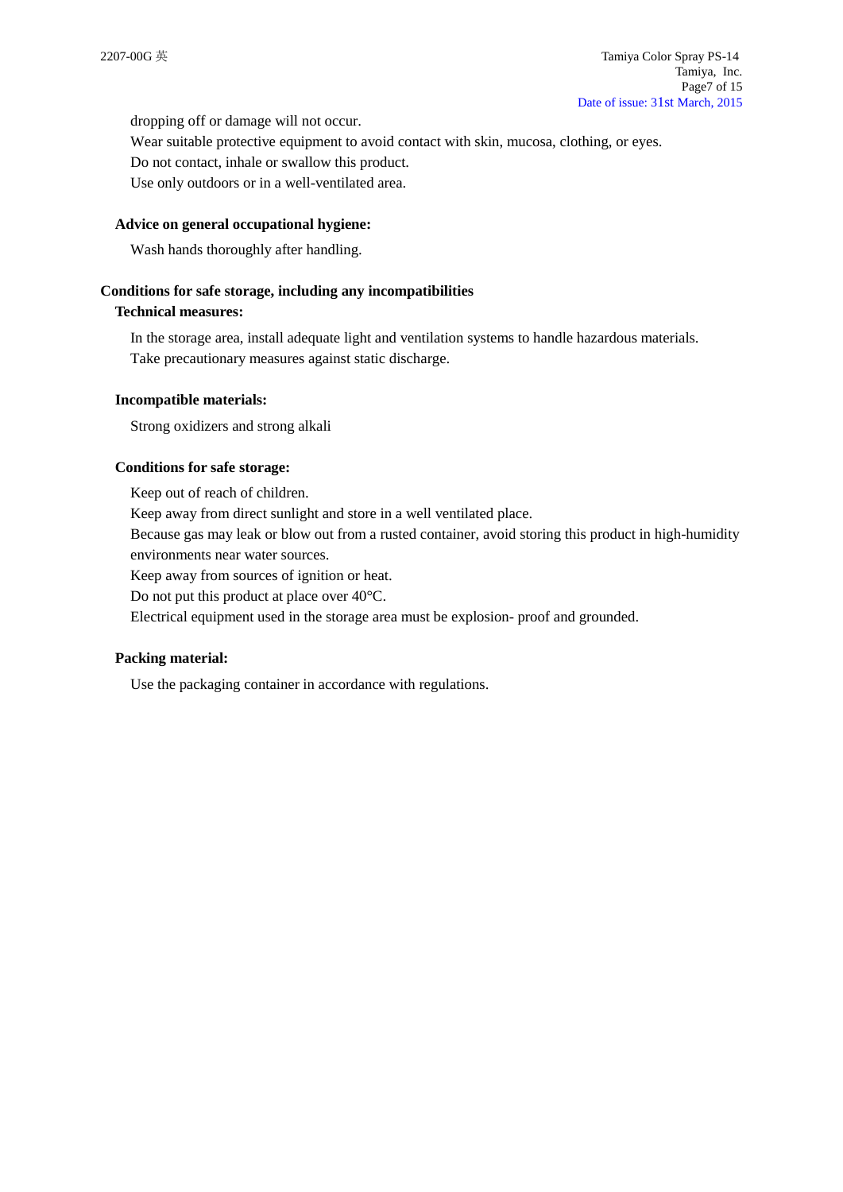dropping off or damage will not occur.

Wear suitable protective equipment to avoid contact with skin, mucosa, clothing, or eyes.

Do not contact, inhale or swallow this product.

Use only outdoors or in a well-ventilated area.

**Advice on general occupational hygiene:**

Wash hands thoroughly after handling.

**Conditions for safe storage, including any incompatibilities**

**Technical measures:**

In the storage area, install adequate light and ventilation systems to handle hazardous materials.

Take precautionary measures against static discharge.

**Incompatible materials:**

Strong oxidizers and strong alkali

**Conditions for safe storage:**

Keep out of reach of children.

Keep away from direct sunlight and store in a well ventilated place.

Because gas may leak or blow out from a rusted container, avoid storing this product in high-humidity environments near water sources.

Keep away from sources of ignition or heat.

Do not put this product at place over 40°C.

Electrical equipment used in the storage area must be explosion- proof and grounded.

**Packing material:**

Use the packaging container in accordance with regulations.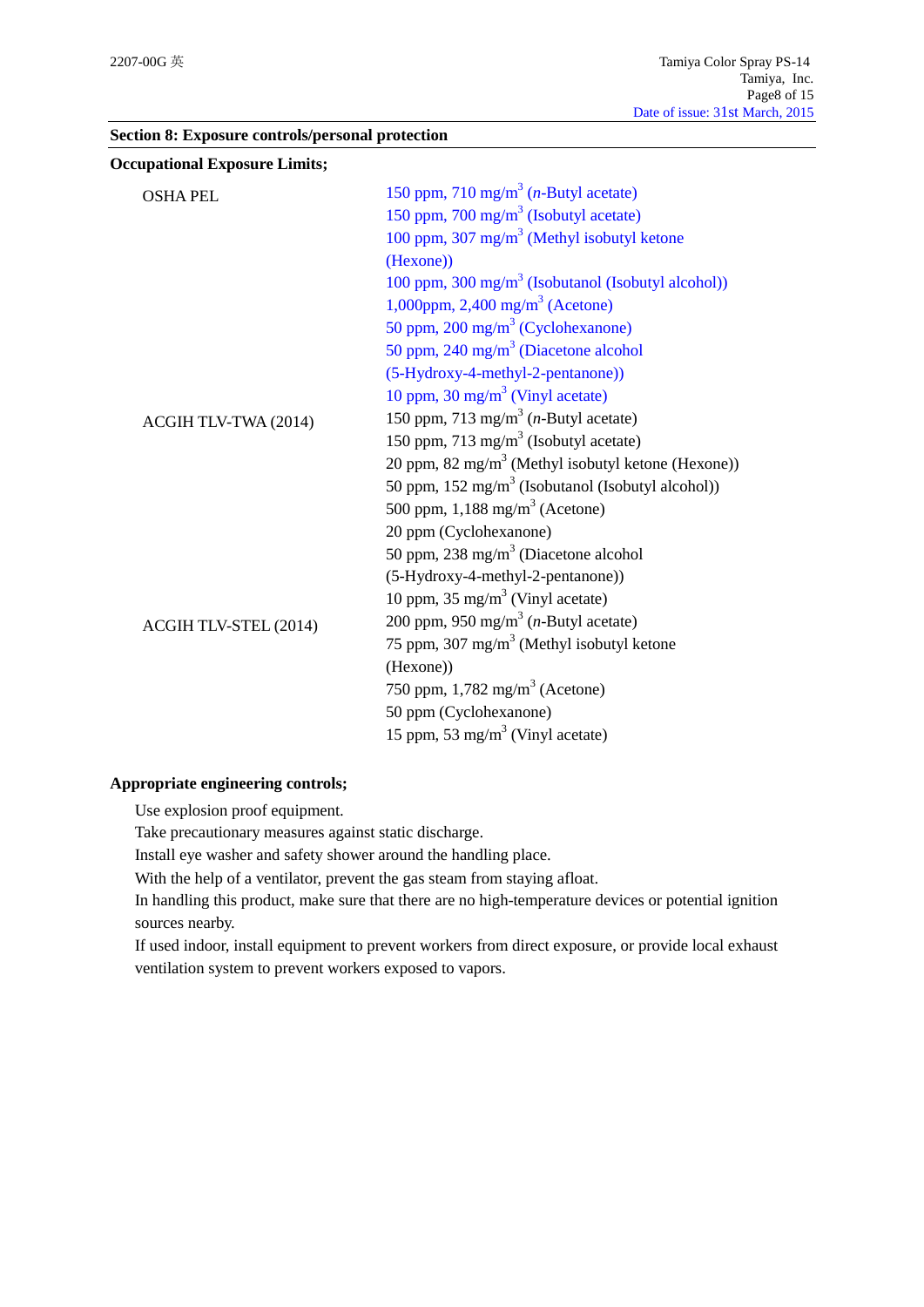## Section 8: Exposure controls/personal protection

**Occupational Exposure Limits;**

| | |
|---|---|
| OSHA PEL | 150 ppm, 710 mg/m$^3$ (*n*-Butyl acetate)<br>150 ppm, 700 mg/m$^3$ (Isobutyl acetate)<br>100 ppm, 307 mg/m$^3$ (Methyl isobutyl ketone (Hexone))<br>100 ppm, 300 mg/m$^3$ (Isobutanol (Isobutyl alcohol))<br>1,000ppm, 2,400 mg/m$^3$ (Acetone)<br>50 ppm, 200 mg/m$^3$ (Cyclohexanone)<br>50 ppm, 240 mg/m$^3$ (Diacetone alcohol (5-Hydroxy-4-methyl-2-pentanone))<br>10 ppm, 30 mg/m$^3$ (Vinyl acetate) |
| ACGIH TLV-TWA (2014) | 150 ppm, 713 mg/m$^3$ (*n*-Butyl acetate)<br>150 ppm, 713 mg/m$^3$ (Isobutyl acetate)<br>20 ppm, 82 mg/m$^3$ (Methyl isobutyl ketone (Hexone))<br>50 ppm, 152 mg/m$^3$ (Isobutanol (Isobutyl alcohol))<br>500 ppm, 1,188 mg/m$^3$ (Acetone)<br>20 ppm (Cyclohexanone)<br>50 ppm, 238 mg/m$^3$ (Diacetone alcohol (5-Hydroxy-4-methyl-2-pentanone))<br>10 ppm, 35 mg/m$^3$ (Vinyl acetate) |
| ACGIH TLV-STEL (2014) | 200 ppm, 950 mg/m$^3$ (*n*-Butyl acetate)<br>75 ppm, 307 mg/m$^3$ (Methyl isobutyl ketone (Hexone))<br>750 ppm, 1,782 mg/m$^3$ (Acetone)<br>50 ppm (Cyclohexanone)<br>15 ppm, 53 mg/m$^3$ (Vinyl acetate) |

**Appropriate engineering controls;**

Use explosion proof equipment.
Take precautionary measures against static discharge.
Install eye washer and safety shower around the handling place.
With the help of a ventilator, prevent the gas steam from staying afloat.
In handling this product, make sure that there are no high-temperature devices or potential ignition sources nearby.
If used indoor, install equipment to prevent workers from direct exposure, or provide local exhaust ventilation system to prevent workers exposed to vapors.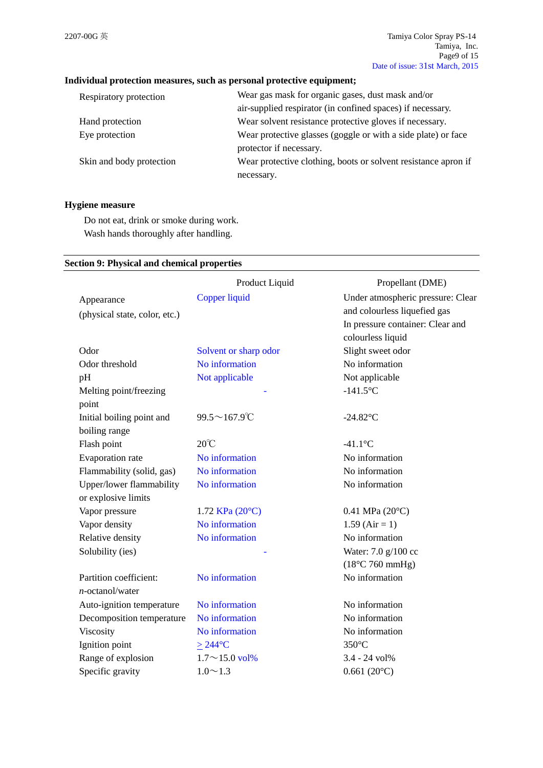**Individual protection measures, such as personal protective equipment;**

| | |
|---|---|
| Respiratory protection | Wear gas mask for organic gases, dust mask and/or air-supplied respirator (in confined spaces) if necessary. |
| Hand protection | Wear solvent resistance protective gloves if necessary. |
| Eye protection | Wear protective glasses (goggle or with a side plate) or face protector if necessary. |
| Skin and body protection | Wear protective clothing, boots or solvent resistance apron if necessary. |

**Hygiene measure**

Do not eat, drink or smoke during work.
Wash hands thoroughly after handling.

## Section 9: Physical and chemical properties

| | Product Liquid | Propellant (DME) |
|---|---|---|
| Appearance (physical state, color, etc.) | Copper liquid | Under atmospheric pressure: Clear and colourless liquefied gas In pressure container: Clear and colourless liquid |
| Odor | Solvent or sharp odor | Slight sweet odor |
| Odor threshold | No information | No information |
| pH | Not applicable | Not applicable |
| Melting point/freezing point | - | -141.5°C |
| Initial boiling point and boiling range | 99.5～167.9℃ | -24.82°C |
| Flash point | 20℃ | -41.1°C |
| Evaporation rate | No information | No information |
| Flammability (solid, gas) | No information | No information |
| Upper/lower flammability or explosive limits | No information | No information |
| Vapor pressure | 1.72 KPa (20°C) | 0.41 MPa (20°C) |
| Vapor density | No information | 1.59 (Air = 1) |
| Relative density | No information | No information |
| Solubility (ies) | - | Water: 7.0 g/100 cc (18°C 760 mmHg) |
| Partition coefficient: *n*-octanol/water | No information | No information |
| Auto-ignition temperature | No information | No information |
| Decomposition temperature | No information | No information |
| Viscosity | No information | No information |
| Ignition point | ≥ 244°C | 350°C |
| Range of explosion | 1.7～15.0 vol% | 3.4 - 24 vol% |
| Specific gravity | 1.0～1.3 | 0.661 (20°C) |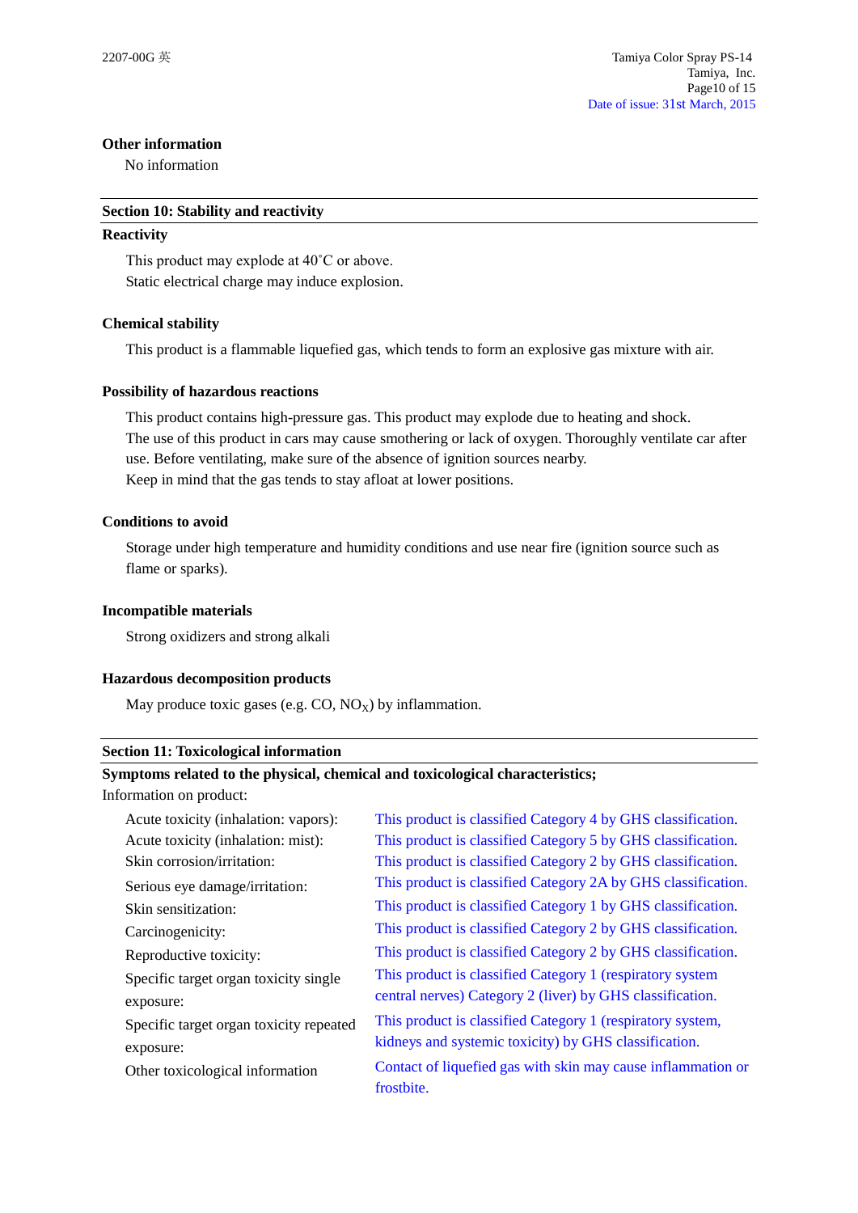**Other information**

No information

## Section 10: Stability and reactivity

**Reactivity**

This product may explode at 40˚C or above.
Static electrical charge may induce explosion.

**Chemical stability**

This product is a flammable liquefied gas, which tends to form an explosive gas mixture with air.

**Possibility of hazardous reactions**

This product contains high-pressure gas. This product may explode due to heating and shock.
The use of this product in cars may cause smothering or lack of oxygen. Thoroughly ventilate car after use. Before ventilating, make sure of the absence of ignition sources nearby.
Keep in mind that the gas tends to stay afloat at lower positions.

**Conditions to avoid**

Storage under high temperature and humidity conditions and use near fire (ignition source such as flame or sparks).

**Incompatible materials**

Strong oxidizers and strong alkali

**Hazardous decomposition products**

May produce toxic gases (e.g. CO, $NO_X$) by inflammation.

## Section 11: Toxicological information

**Symptoms related to the physical, chemical and toxicological characteristics;**

Information on product:

| | |
|---|---|
| Acute toxicity (inhalation: vapors): | This product is classified Category 4 by GHS classification. |
| Acute toxicity (inhalation: mist): | This product is classified Category 5 by GHS classification. |
| Skin corrosion/irritation: | This product is classified Category 2 by GHS classification. |
| Serious eye damage/irritation: | This product is classified Category 2A by GHS classification. |
| Skin sensitization: | This product is classified Category 1 by GHS classification. |
| Carcinogenicity: | This product is classified Category 2 by GHS classification. |
| Reproductive toxicity: | This product is classified Category 2 by GHS classification. |
| Specific target organ toxicity single exposure: | This product is classified Category 1 (respiratory system central nerves) Category 2 (liver) by GHS classification. |
| Specific target organ toxicity repeated exposure: | This product is classified Category 1 (respiratory system, kidneys and systemic toxicity) by GHS classification. |
| Other toxicological information | Contact of liquefied gas with skin may cause inflammation or frostbite. |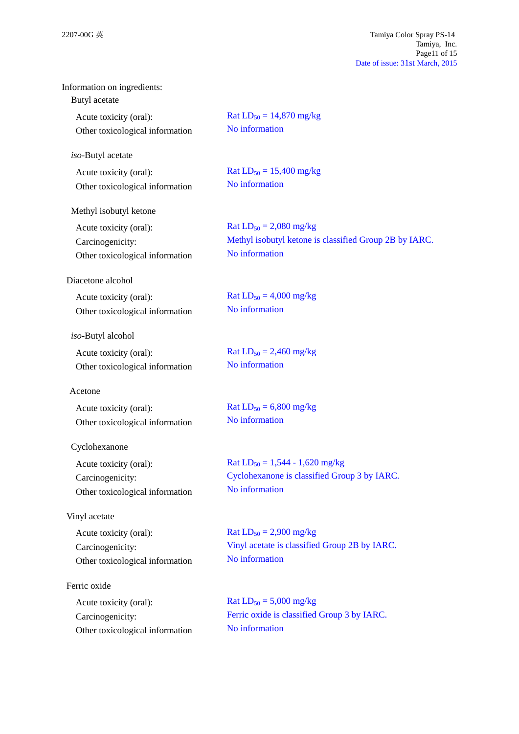Information on ingredients:

Butyl acetate

| | |
|---|---|
| Acute toxicity (oral): | Rat $LD_{50}$ = 14,870 mg/kg |
| Other toxicological information | No information |

*iso*-Butyl acetate

| | |
|---|---|
| Acute toxicity (oral): | Rat $LD_{50}$ = 15,400 mg/kg |
| Other toxicological information | No information |

Methyl isobutyl ketone

| | |
|---|---|
| Acute toxicity (oral): | Rat $LD_{50}$ = 2,080 mg/kg |
| Carcinogenicity: | Methyl isobutyl ketone is classified Group 2B by IARC. |
| Other toxicological information | No information |

Diacetone alcohol

| | |
|---|---|
| Acute toxicity (oral): | Rat $LD_{50}$ = 4,000 mg/kg |
| Other toxicological information | No information |

*iso*-Butyl alcohol

| | |
|---|---|
| Acute toxicity (oral): | Rat $LD_{50}$ = 2,460 mg/kg |
| Other toxicological information | No information |

Acetone

| | |
|---|---|
| Acute toxicity (oral): | Rat $LD_{50}$ = 6,800 mg/kg |
| Other toxicological information | No information |

Cyclohexanone

| | |
|---|---|
| Acute toxicity (oral): | Rat $LD_{50}$ = 1,544 - 1,620 mg/kg |
| Carcinogenicity: | Cyclohexanone is classified Group 3 by IARC. |
| Other toxicological information | No information |

Vinyl acetate

| | |
|---|---|
| Acute toxicity (oral): | Rat $LD_{50}$ = 2,900 mg/kg |
| Carcinogenicity: | Vinyl acetate is classified Group 2B by IARC. |
| Other toxicological information | No information |

Ferric oxide

| | |
|---|---|
| Acute toxicity (oral): | Rat $LD_{50}$ = 5,000 mg/kg |
| Carcinogenicity: | Ferric oxide is classified Group 3 by IARC. |
| Other toxicological information | No information |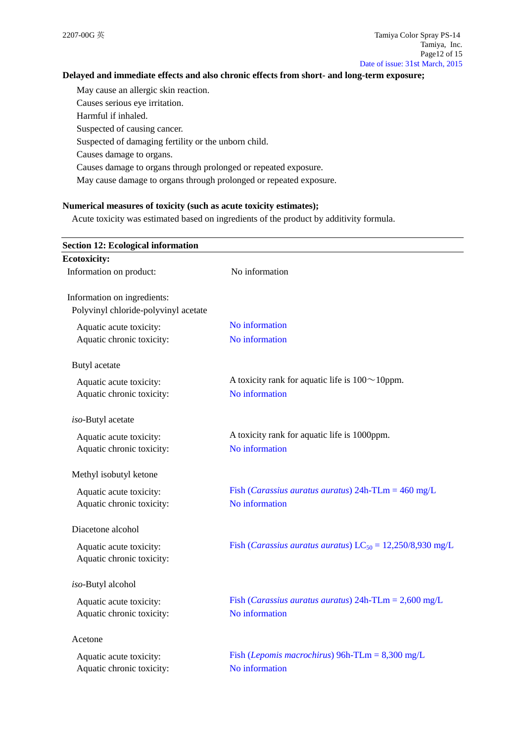**Delayed and immediate effects and also chronic effects from short- and long-term exposure;**

May cause an allergic skin reaction.
Causes serious eye irritation.
Harmful if inhaled.
Suspected of causing cancer.
Suspected of damaging fertility or the unborn child.
Causes damage to organs.
Causes damage to organs through prolonged or repeated exposure.
May cause damage to organs through prolonged or repeated exposure.

**Numerical measures of toxicity (such as acute toxicity estimates);**

Acute toxicity was estimated based on ingredients of the product by additivity formula.

## Section 12: Ecological information

**Ecotoxicity:**

Information on product: No information

Information on ingredients:

Polyvinyl chloride-polyvinyl acetate

| | |
|---|---|
| Aquatic acute toxicity: | No information |
| Aquatic chronic toxicity: | No information |

Butyl acetate

| | |
|---|---|
| Aquatic acute toxicity: | A toxicity rank for aquatic life is 100～10ppm. |
| Aquatic chronic toxicity: | No information |

*iso*-Butyl acetate

| | |
|---|---|
| Aquatic acute toxicity: | A toxicity rank for aquatic life is 1000ppm. |
| Aquatic chronic toxicity: | No information |

Methyl isobutyl ketone

| | |
|---|---|
| Aquatic acute toxicity: | Fish (*Carassius auratus auratus*) 24h-TLm = 460 mg/L |
| Aquatic chronic toxicity: | No information |

Diacetone alcohol

| | |
|---|---|
| Aquatic acute toxicity: | Fish (*Carassius auratus auratus*) $LC_{50}$ = 12,250/8,930 mg/L |
| Aquatic chronic toxicity: | |

*iso*-Butyl alcohol

| | |
|---|---|
| Aquatic acute toxicity: | Fish (*Carassius auratus auratus*) 24h-TLm = 2,600 mg/L |
| Aquatic chronic toxicity: | No information |

Acetone

| | |
|---|---|
| Aquatic acute toxicity: | Fish (*Lepomis macrochirus*) 96h-TLm = 8,300 mg/L |
| Aquatic chronic toxicity: | No information |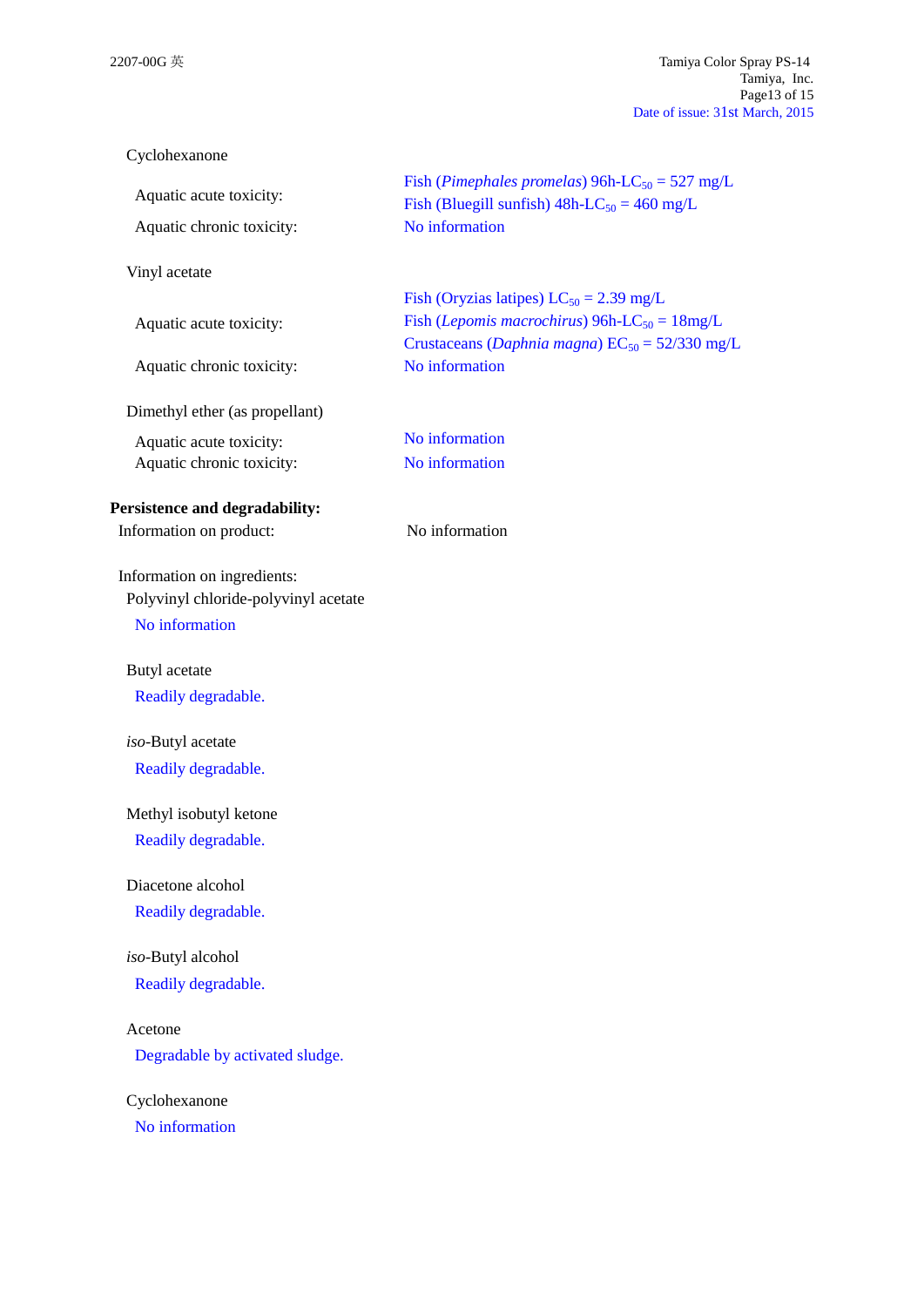Cyclohexanone

Aquatic acute toxicity: Fish (*Pimephales promelas*) 96h-$LC_{50}$ = 527 mg/L
Fish (Bluegill sunfish) 48h-$LC_{50}$ = 460 mg/L

Aquatic chronic toxicity: No information

Vinyl acetate

Aquatic acute toxicity: Fish (Oryzias latipes) $LC_{50}$ = 2.39 mg/L
Fish (*Lepomis macrochirus*) 96h-$LC_{50}$ = 18mg/L
Crustaceans (*Daphnia magna*) $EC_{50}$ = 52/330 mg/L

Aquatic chronic toxicity: No information

Dimethyl ether (as propellant)

Aquatic acute toxicity: No information
Aquatic chronic toxicity: No information

**Persistence and degradability:**

Information on product: No information

Information on ingredients:

Polyvinyl chloride-polyvinyl acetate
No information

Butyl acetate
Readily degradable.

*iso*-Butyl acetate
Readily degradable.

Methyl isobutyl ketone
Readily degradable.

Diacetone alcohol
Readily degradable.

*iso*-Butyl alcohol
Readily degradable.

Acetone
Degradable by activated sludge.

Cyclohexanone
No information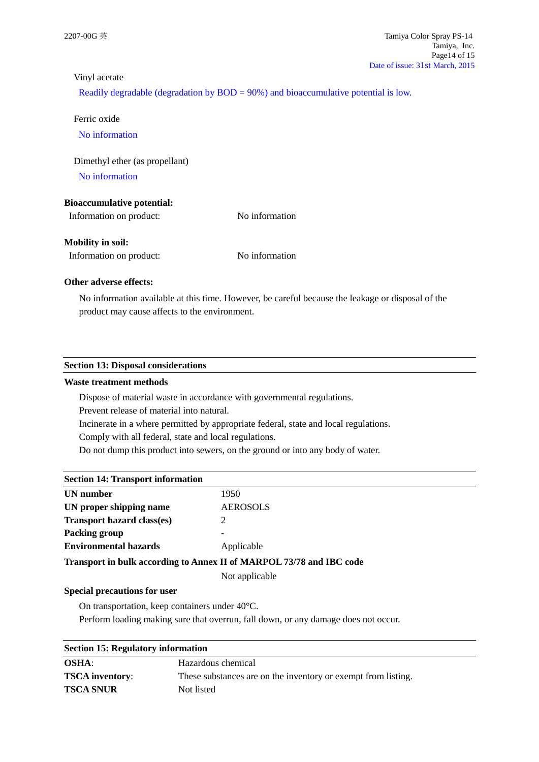Vinyl acetate

Readily degradable (degradation by BOD = 90%) and bioaccumulative potential is low.

Ferric oxide

No information

Dimethyl ether (as propellant)

No information

**Bioaccumulative potential:**

| | |
|---|---|
| Information on product: | No information |

**Mobility in soil:**

| | |
|---|---|
| Information on product: | No information |

**Other adverse effects:**

No information available at this time. However, be careful because the leakage or disposal of the product may cause affects to the environment.

## Section 13: Disposal considerations

**Waste treatment methods**

Dispose of material waste in accordance with governmental regulations.
Prevent release of material into natural.
Incinerate in a where permitted by appropriate federal, state and local regulations.
Comply with all federal, state and local regulations.
Do not dump this product into sewers, on the ground or into any body of water.

## Section 14: Transport information

| | |
|---|---|
| **UN number** | 1950 |
| **UN proper shipping name** | AEROSOLS |
| **Transport hazard class(es)** | 2 |
| **Packing group** | - |
| **Environmental hazards** | Applicable |

**Transport in bulk according to Annex II of MARPOL 73/78 and IBC code**

Not applicable

**Special precautions for user**

On transportation, keep containers under 40°C.
Perform loading making sure that overrun, fall down, or any damage does not occur.

## Section 15: Regulatory information

| | |
|---|---|
| **OSHA**: | Hazardous chemical |
| **TSCA inventory**: | These substances are on the inventory or exempt from listing. |
| **TSCA SNUR** | Not listed |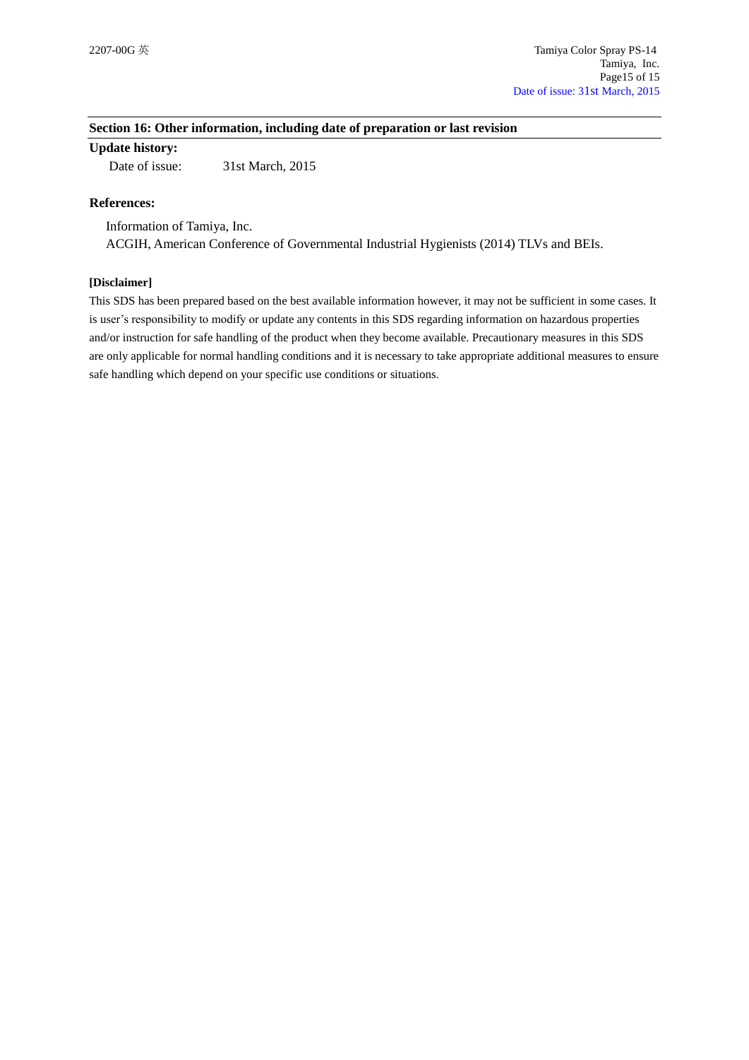## Section 16: Other information, including date of preparation or last revision

**Update history:**

Date of issue: 31st March, 2015

**References:**

Information of Tamiya, Inc.

ACGIH, American Conference of Governmental Industrial Hygienists (2014) TLVs and BEIs.

**[Disclaimer]**

This SDS has been prepared based on the best available information however, it may not be sufficient in some cases. It is user's responsibility to modify or update any contents in this SDS regarding information on hazardous properties and/or instruction for safe handling of the product when they become available. Precautionary measures in this SDS are only applicable for normal handling conditions and it is necessary to take appropriate additional measures to ensure safe handling which depend on your specific use conditions or situations.